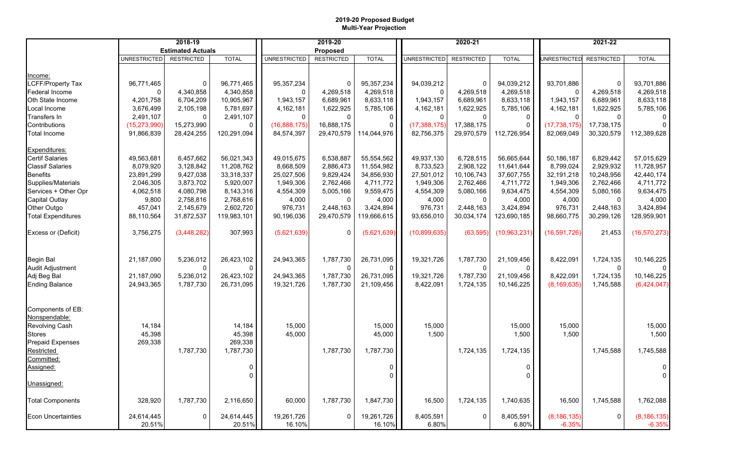**2019-20 Proposed Budget**
**Multi-Year Projection**

| | 2018-19 Estimated Actuals | | | 2019-20 Proposed | | | 2020-21 | | | 2021-22 | | |
|---|---|---|---|---|---|---|---|---|---|---|---|---|
| | UNRESTRICTED | RESTRICTED | TOTAL | UNRESTRICTED | RESTRICTED | TOTAL | UNRESTRICTED | RESTRICTED | TOTAL | UNRESTRICTED | RESTRICTED | TOTAL |
| Income: | | | | | | | | | | | | |
| LCFF/Property Tax | 96,771,465 | 0 | 96,771,465 | 95,357,234 | 0 | 95,357,234 | 94,039,212 | 0 | 94,039,212 | 93,701,886 | 0 | 93,701,886 |
| Federal Income | 0 | 4,340,858 | 4,340,858 | 0 | 4,269,518 | 4,269,518 | 0 | 4,269,518 | 4,269,518 | 0 | 4,269,518 | 4,269,518 |
| Oth State Income | 4,201,758 | 6,704,209 | 10,905,967 | 1,943,157 | 6,689,961 | 8,633,118 | 1,943,157 | 6,689,961 | 8,633,118 | 1,943,157 | 6,689,961 | 8,633,118 |
| Local Income | 3,676,499 | 2,105,198 | 5,781,697 | 4,162,181 | 1,622,925 | 5,785,106 | 4,162,181 | 1,622,925 | 5,785,106 | 4,162,181 | 1,622,925 | 5,785,106 |
| Transfers In | 2,491,107 | 0 | 2,491,107 | 0 | 0 | 0 | 0 | 0 | 0 | 0 | 0 | 0 |
| Contributions | (15,273,990) | 15,273,990 | 0 | (16,888,175) | 16,888,175 | 0 | (17,388,175) | 17,388,175 | 0 | (17,738,175) | 17,738,175 | 0 |
| Total Income | 91,866,839 | 28,424,255 | 120,291,094 | 84,574,397 | 29,470,579 | 114,044,976 | 82,756,375 | 29,970,579 | 112,726,954 | 82,069,049 | 30,320,579 | 112,389,628 |
| Expenditures: | | | | | | | | | | | | |
| Certif Salaries | 49,563,681 | 6,457,662 | 56,021,343 | 49,015,675 | 6,538,887 | 55,554,562 | 49,937,130 | 6,728,515 | 56,665,644 | 50,186,187 | 6,829,442 | 57,015,629 |
| Classif Salaries | 8,079,920 | 3,128,842 | 11,208,762 | 8,668,509 | 2,886,473 | 11,554,982 | 8,733,523 | 2,908,122 | 11,641,644 | 8,799,024 | 2,929,932 | 11,728,957 |
| Benefits | 23,891,299 | 9,427,038 | 33,318,337 | 25,027,506 | 9,829,424 | 34,856,930 | 27,501,012 | 10,106,743 | 37,607,755 | 32,191,218 | 10,248,956 | 42,440,174 |
| Supplies/Materials | 2,046,305 | 3,873,702 | 5,920,007 | 1,949,306 | 2,762,466 | 4,711,772 | 1,949,306 | 2,762,466 | 4,711,772 | 1,949,306 | 2,762,466 | 4,711,772 |
| Services + Other Opr | 4,062,518 | 4,080,798 | 8,143,316 | 4,554,309 | 5,005,166 | 9,559,475 | 4,554,309 | 5,080,166 | 9,634,475 | 4,554,309 | 5,080,166 | 9,634,475 |
| Capital Outlay | 9,800 | 2,758,816 | 2,768,616 | 4,000 | 0 | 4,000 | 4,000 | 0 | 4,000 | 4,000 | 0 | 4,000 |
| Other Outgo | 457,041 | 2,145,679 | 2,602,720 | 976,731 | 2,448,163 | 3,424,894 | 976,731 | 2,448,163 | 3,424,894 | 976,731 | 2,448,163 | 3,424,894 |
| Total Expenditures | 88,110,564 | 31,872,537 | 119,983,101 | 90,196,036 | 29,470,579 | 119,666,615 | 93,656,010 | 30,034,174 | 123,690,185 | 98,660,775 | 30,299,126 | 128,959,901 |
| Excess or (Deficit) | 3,756,275 | (3,448,282) | 307,993 | (5,621,639) | 0 | (5,621,639) | (10,899,635) | (63,595) | (10,963,231) | (16,591,726) | 21,453 | (16,570,273) |
| Begin Bal | 21,187,090 | 5,236,012 | 26,423,102 | 24,943,365 | 1,787,730 | 26,731,095 | 19,321,726 | 1,787,730 | 21,109,456 | 8,422,091 | 1,724,135 | 10,146,225 |
| Audit Adjustment | | 0 | 0 | | 0 | 0 | | 0 | 0 | | 0 | 0 |
| Adj Beg Bal | 21,187,090 | 5,236,012 | 26,423,102 | 24,943,365 | 1,787,730 | 26,731,095 | 19,321,726 | 1,787,730 | 21,109,456 | 8,422,091 | 1,724,135 | 10,146,225 |
| Ending Balance | 24,943,365 | 1,787,730 | 26,731,095 | 19,321,726 | 1,787,730 | 21,109,456 | 8,422,091 | 1,724,135 | 10,146,225 | (8,169,635) | 1,745,588 | (6,424,047) |
| Components of EB: | | | | | | | | | | | | |
| Nonspendable: | | | | | | | | | | | | |
| Revolving Cash | 14,184 | | 14,184 | 15,000 | | 15,000 | 15,000 | | 15,000 | 15,000 | | 15,000 |
| Stores | 45,398 | | 45,398 | 45,000 | | 45,000 | 1,500 | | 1,500 | 1,500 | | 1,500 |
| Prepaid Expenses | 269,338 | | 269,338 | | | | | | | | | |
| Restricted | | 1,787,730 | 1,787,730 | | 1,787,730 | 1,787,730 | | 1,724,135 | 1,724,135 | | 1,745,588 | 1,745,588 |
| Committed: | | | | | | | | | | | | |
| Assigned: | | | 0 | | | 0 | | | 0 | | | 0 |
| | | | 0 | | | 0 | | | 0 | | | 0 |
| Unassigned: | | | | | | | | | | | | |
| Total Components | 328,920 | 1,787,730 | 2,116,650 | 60,000 | 1,787,730 | 1,847,730 | 16,500 | 1,724,135 | 1,740,635 | 16,500 | 1,745,588 | 1,762,088 |
| Econ Uncertainties | 24,614,445 | 0 | 24,614,445 | 19,261,726 | 0 | 19,261,726 | 8,405,591 | 0 | 8,405,591 | (8,186,135) | 0 | (8,186,135) |
| | 20.51% | | 20.51% | 16.10% | | 16.10% | 6.80% | | 6.80% | -6.35% | | -6.35% |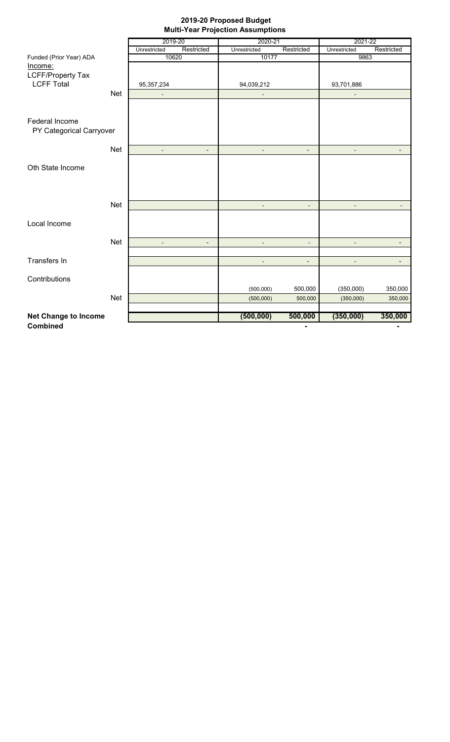## 2019-20 Proposed Budget
## Multi-Year Projection Assumptions

| | | 2019-20 | | 2020-21 | | 2021-22 | |
|---|---|---|---|---|---|---|---|
| | | Unrestricted | Restricted | Unrestricted | Restricted | Unrestricted | Restricted |
| Funded (Prior Year) ADA | | 10620 | | 10177 | | 9863 | |
| Income: | | | | | | | |
| LCFF/Property Tax | | | | | | | |
| LCFF Total | | 95,357,234 | | 94,039,212 | | 93,701,886 | |
| | Net | - | | - | | - | |
| Federal Income | | | | | | | |
| PY Categorical Carryover | | | | | | | |
| | Net | - | - | - | - | - | - |
| Oth State Income | | | | | | | |
| | Net | | | - | - | - | - |
| Local Income | | | | | | | |
| | Net | - | - | - | - | - | - |
| Transfers In | | | | - | - | - | - |
| Contributions | | | | (500,000) | 500,000 | (350,000) | 350,000 |
| | Net | | | (500,000) | 500,000 | (350,000) | 350,000 |
| **Net Change to Income** | | | | **(500,000)** | **500,000** | **(350,000)** | **350,000** |
| **Combined** | | | | | - | | - |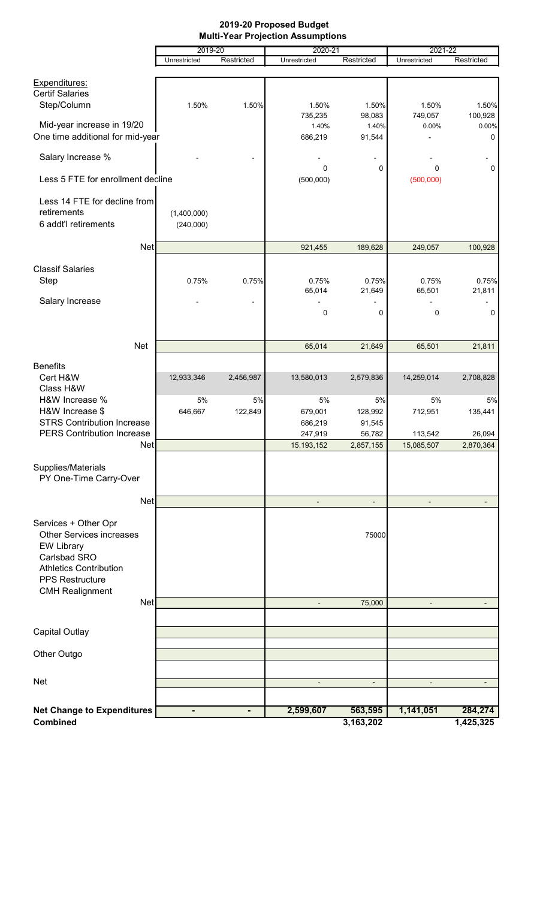# 2019-20 Proposed Budget
## Multi-Year Projection Assumptions

| | 2019-20 | | 2020-21 | | 2021-22 | |
|---|---|---|---|---|---|---|
| | Unrestricted | Restricted | Unrestricted | Restricted | Unrestricted | Restricted |
| **Expenditures:** | | | | | | |
| Certif Salaries | | | | | | |
| Step/Column | 1.50% | 1.50% | 1.50% | 1.50% | 1.50% | 1.50% |
| | | | 735,235 | 98,083 | 749,057 | 100,928 |
| Mid-year increase in 19/20 | | | 1.40% | 1.40% | 0.00% | 0.00% |
| One time additional for mid-year | | | 686,219 | 91,544 | - | 0 |
| Salary Increase % | - | - | - | - | - | - |
| | | | 0 | 0 | 0 | 0 |
| Less 5 FTE for enrollment decline | | | (500,000) | | (500,000) | |
| Less 14 FTE for decline from retirements | (1,400,000) | | | | | |
| 6 addt'l retirements | (240,000) | | | | | |
| Net | | | 921,455 | 189,628 | 249,057 | 100,928 |
| Classif Salaries | | | | | | |
| Step | 0.75% | 0.75% | 0.75% | 0.75% | 0.75% | 0.75% |
| | | | 65,014 | 21,649 | 65,501 | 21,811 |
| Salary Increase | - | - | - | - | - | - |
| | | | 0 | 0 | 0 | 0 |
| Net | | | 65,014 | 21,649 | 65,501 | 21,811 |
| Benefits | | | | | | |
| Cert H&W | 12,933,346 | 2,456,987 | 13,580,013 | 2,579,836 | 14,259,014 | 2,708,828 |
| Class H&W | | | | | | |
| H&W Increase % | 5% | 5% | 5% | 5% | 5% | 5% |
| H&W Increase $ | 646,667 | 122,849 | 679,001 | 128,992 | 712,951 | 135,441 |
| STRS Contribution Increase | | | 686,219 | 91,545 | | |
| PERS Contribution Increase | | | 247,919 | 56,782 | 113,542 | 26,094 |
| Net | | | 15,193,152 | 2,857,155 | 15,085,507 | 2,870,364 |
| Supplies/Materials | | | | | | |
| PY One-Time Carry-Over | | | | | | |
| Net | | | - | - | - | - |
| Services + Other Opr | | | | | | |
| Other Services increases | | | | 75000 | | |
| EW Library | | | | | | |
| Carlsbad SRO | | | | | | |
| Athletics Contribution | | | | | | |
| PPS Restructure | | | | | | |
| CMH Realignment | | | | | | |
| Net | | | - | 75,000 | - | - |
| Capital Outlay | | | | | | |
| Other Outgo | | | | | | |
| Net | | | - | - | - | - |
| **Net Change to Expenditures** | **-** | **-** | **2,599,607** | **563,595** | **1,141,051** | **284,274** |
| **Combined** | | | | **3,163,202** | | **1,425,325** |